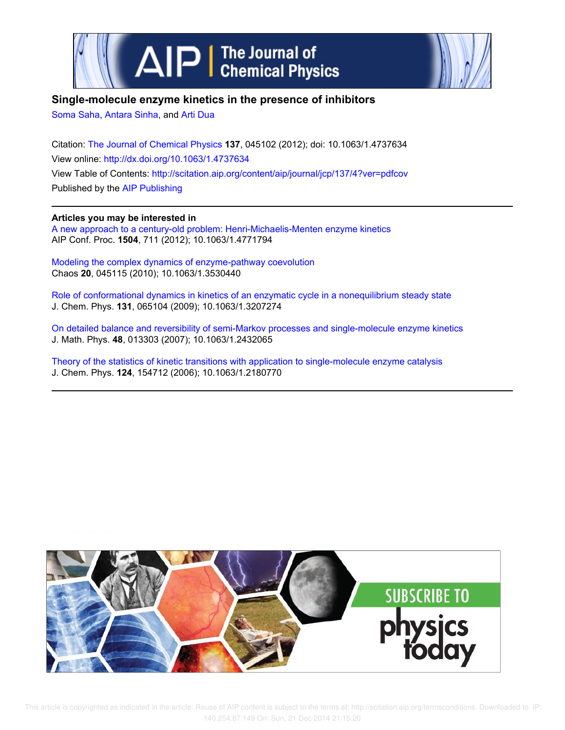# Single-molecule enzyme kinetics in the presence of inhibitors

Soma Saha, Antara Sinha, and Arti Dua

Citation: The Journal of Chemical Physics **137**, 045102 (2012); doi: 10.1063/1.4737634

View online: http://dx.doi.org/10.1063/1.4737634

View Table of Contents: http://scitation.aip.org/content/aip/journal/jcp/137/4?ver=pdfcov

Published by the AIP Publishing

**Articles you may be interested in**

A new approach to a century-old problem: Henri-Michaelis-Menten enzyme kinetics
AIP Conf. Proc. **1504**, 711 (2012); 10.1063/1.4771794

Modeling the complex dynamics of enzyme-pathway coevolution
Chaos **20**, 045115 (2010); 10.1063/1.3530440

Role of conformational dynamics in kinetics of an enzymatic cycle in a nonequilibrium steady state
J. Chem. Phys. **131**, 065104 (2009); 10.1063/1.3207274

On detailed balance and reversibility of semi-Markov processes and single-molecule enzyme kinetics
J. Math. Phys. **48**, 013303 (2007); 10.1063/1.2432065

Theory of the statistics of kinetic transitions with application to single-molecule enzyme catalysis
J. Chem. Phys. **124**, 154712 (2006); 10.1063/1.2180770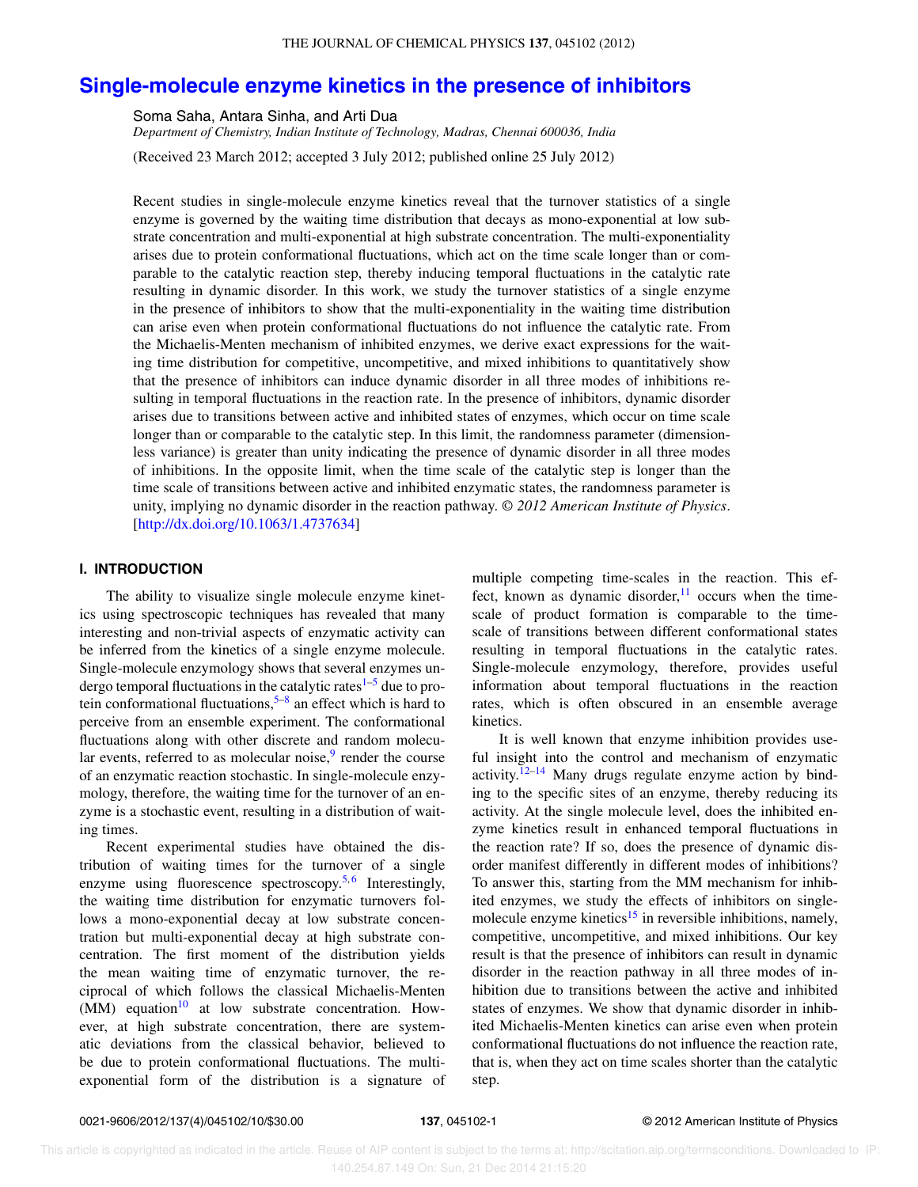# Single-molecule enzyme kinetics in the presence of inhibitors

Soma Saha, Antara Sinha, and Arti Dua

*Department of Chemistry, Indian Institute of Technology, Madras, Chennai 600036, India*

(Received 23 March 2012; accepted 3 July 2012; published online 25 July 2012)

Recent studies in single-molecule enzyme kinetics reveal that the turnover statistics of a single enzyme is governed by the waiting time distribution that decays as mono-exponential at low substrate concentration and multi-exponential at high substrate concentration. The multi-exponentiality arises due to protein conformational fluctuations, which act on the time scale longer than or comparable to the catalytic reaction step, thereby inducing temporal fluctuations in the catalytic rate resulting in dynamic disorder. In this work, we study the turnover statistics of a single enzyme in the presence of inhibitors to show that the multi-exponentiality in the waiting time distribution can arise even when protein conformational fluctuations do not influence the catalytic rate. From the Michaelis-Menten mechanism of inhibited enzymes, we derive exact expressions for the waiting time distribution for competitive, uncompetitive, and mixed inhibitions to quantitatively show that the presence of inhibitors can induce dynamic disorder in all three modes of inhibitions resulting in temporal fluctuations in the reaction rate. In the presence of inhibitors, dynamic disorder arises due to transitions between active and inhibited states of enzymes, which occur on time scale longer than or comparable to the catalytic step. In this limit, the randomness parameter (dimensionless variance) is greater than unity indicating the presence of dynamic disorder in all three modes of inhibitions. In the opposite limit, when the time scale of the catalytic step is longer than the time scale of transitions between active and inhibited enzymatic states, the randomness parameter is unity, implying no dynamic disorder in the reaction pathway. © *2012 American Institute of Physics*. [http://dx.doi.org/10.1063/1.4737634]

## I. INTRODUCTION

The ability to visualize single molecule enzyme kinetics using spectroscopic techniques has revealed that many interesting and non-trivial aspects of enzymatic activity can be inferred from the kinetics of a single enzyme molecule. Single-molecule enzymology shows that several enzymes undergo temporal fluctuations in the catalytic rates[1–5] due to protein conformational fluctuations,[5–8] an effect which is hard to perceive from an ensemble experiment. The conformational fluctuations along with other discrete and random molecular events, referred to as molecular noise,[9] render the course of an enzymatic reaction stochastic. In single-molecule enzymology, therefore, the waiting time for the turnover of an enzyme is a stochastic event, resulting in a distribution of waiting times.

Recent experimental studies have obtained the distribution of waiting times for the turnover of a single enzyme using fluorescence spectroscopy.[5,6] Interestingly, the waiting time distribution for enzymatic turnovers follows a mono-exponential decay at low substrate concentration but multi-exponential decay at high substrate concentration. The first moment of the distribution yields the mean waiting time of enzymatic turnover, the reciprocal of which follows the classical Michaelis-Menten (MM) equation[10] at low substrate concentration. However, at high substrate concentration, there are systematic deviations from the classical behavior, believed to be due to protein conformational fluctuations. The multi-exponential form of the distribution is a signature of multiple competing time-scales in the reaction. This effect, known as dynamic disorder,[11] occurs when the time-scale of product formation is comparable to the time-scale of transitions between different conformational states resulting in temporal fluctuations in the catalytic rates. Single-molecule enzymology, therefore, provides useful information about temporal fluctuations in the reaction rates, which is often obscured in an ensemble average kinetics.

It is well known that enzyme inhibition provides useful insight into the control and mechanism of enzymatic activity.[12–14] Many drugs regulate enzyme action by binding to the specific sites of an enzyme, thereby reducing its activity. At the single molecule level, does the inhibited enzyme kinetics result in enhanced temporal fluctuations in the reaction rate? If so, does the presence of dynamic disorder manifest differently in different modes of inhibitions? To answer this, starting from the MM mechanism for inhibited enzymes, we study the effects of inhibitors on single-molecule enzyme kinetics[15] in reversible inhibitions, namely, competitive, uncompetitive, and mixed inhibitions. Our key result is that the presence of inhibitors can result in dynamic disorder in the reaction pathway in all three modes of inhibition due to transitions between the active and inhibited states of enzymes. We show that dynamic disorder in inhibited Michaelis-Menten kinetics can arise even when protein conformational fluctuations do not influence the reaction rate, that is, when they act on time scales shorter than the catalytic step.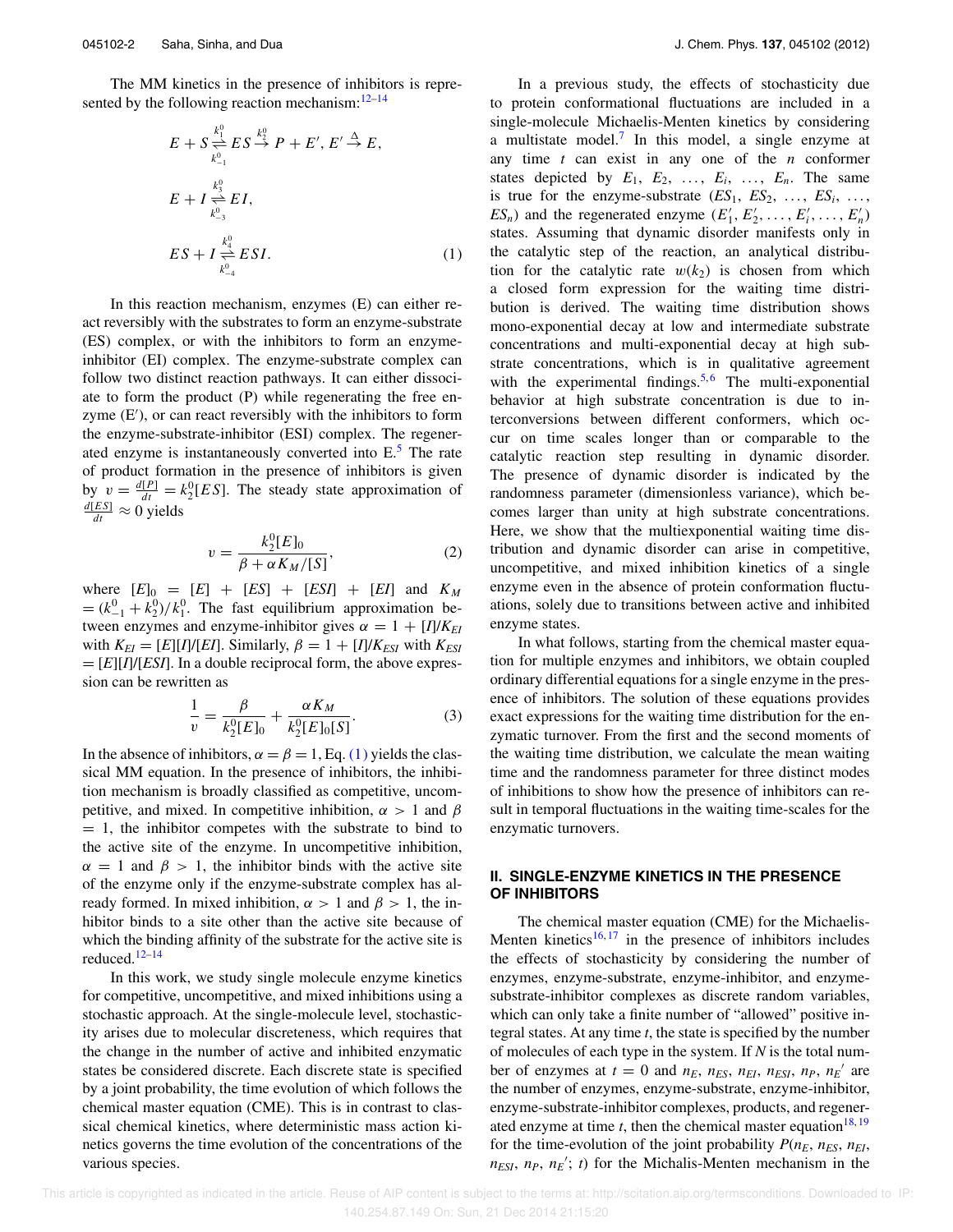The MM kinetics in the presence of inhibitors is represented by the following reaction mechanism:[12–14]

$$
\begin{aligned}
&E + S \underset{k_{-1}^0}{\overset{k_1^0}{\rightleftharpoons}} ES \overset{k_2^0}{\rightarrow} P + E',\; E' \overset{\Delta}{\rightarrow} E,\\
&E + I \underset{k_{-3}^0}{\overset{k_3^0}{\rightleftharpoons}} EI,\\
&ES + I \underset{k_{-4}^0}{\overset{k_4^0}{\rightleftharpoons}} ESI.
\end{aligned} \tag{1}
$$

In this reaction mechanism, enzymes (E) can either react reversibly with the substrates to form an enzyme-substrate (ES) complex, or with the inhibitors to form an enzyme-inhibitor (EI) complex. The enzyme-substrate complex can follow two distinct reaction pathways. It can either dissociate to form the product (P) while regenerating the free enzyme (E′), or can react reversibly with the inhibitors to form the enzyme-substrate-inhibitor (ESI) complex. The regenerated enzyme is instantaneously converted into E.[5] The rate of product formation in the presence of inhibitors is given by $v = \frac{d[P]}{dt} = k_2^0[ES]$. The steady state approximation of $\frac{d[ES]}{dt} \approx 0$ yields

$$
v = \frac{k_2^0[E]_0}{\beta + \alpha K_M/[S]}, \tag{2}
$$

where $[E]_0 = [E] + [ES] + [ESI] + [EI]$ and $K_M = (k_{-1}^0 + k_2^0)/k_1^0$. The fast equilibrium approximation between enzymes and enzyme-inhibitor gives $\alpha = 1 + [I]/K_{EI}$ with $K_{EI} = [E][I]/[EI]$. Similarly, $\beta = 1 + [I]/K_{ESI}$ with $K_{ESI} = [E][I]/[ESI]$. In a double reciprocal form, the above expression can be rewritten as

$$
\frac{1}{v} = \frac{\beta}{k_2^0[E]_0} + \frac{\alpha K_M}{k_2^0[E]_0[S]}. \tag{3}
$$

In the absence of inhibitors, $\alpha = \beta = 1$, Eq. (1) yields the classical MM equation. In the presence of inhibitors, the inhibition mechanism is broadly classified as competitive, uncompetitive, and mixed. In competitive inhibition, $\alpha > 1$ and $\beta = 1$, the inhibitor competes with the substrate to bind to the active site of the enzyme. In uncompetitive inhibition, $\alpha = 1$ and $\beta > 1$, the inhibitor binds with the active site of the enzyme only if the enzyme-substrate complex has already formed. In mixed inhibition, $\alpha > 1$ and $\beta > 1$, the inhibitor binds to a site other than the active site because of which the binding affinity of the substrate for the active site is reduced.[12–14]

In this work, we study single molecule enzyme kinetics for competitive, uncompetitive, and mixed inhibitions using a stochastic approach. At the single-molecule level, stochasticity arises due to molecular discreteness, which requires that the change in the number of active and inhibited enzymatic states be considered discrete. Each discrete state is specified by a joint probability, the time evolution of which follows the chemical master equation (CME). This is in contrast to classical chemical kinetics, where deterministic mass action kinetics governs the time evolution of the concentrations of the various species.

In a previous study, the effects of stochasticity due to protein conformational fluctuations are included in a single-molecule Michaelis-Menten kinetics by considering a multistate model.[7] In this model, a single enzyme at any time $t$ can exist in any one of the $n$ conformer states depicted by $E_1, E_2, \ldots, E_i, \ldots, E_n$. The same is true for the enzyme-substrate ($ES_1, ES_2, \ldots, ES_i, \ldots, ES_n$) and the regenerated enzyme ($E_1', E_2', \ldots, E_i', \ldots, E_n'$) states. Assuming that dynamic disorder manifests only in the catalytic step of the reaction, an analytical distribution for the catalytic rate $w(k_2)$ is chosen from which a closed form expression for the waiting time distribution is derived. The waiting time distribution shows mono-exponential decay at low and intermediate substrate concentrations and multi-exponential decay at high substrate concentrations, which is in qualitative agreement with the experimental findings.[5,6] The multi-exponential behavior at high substrate concentration is due to interconversions between different conformers, which occur on time scales longer than or comparable to the catalytic reaction step resulting in dynamic disorder. The presence of dynamic disorder is indicated by the randomness parameter (dimensionless variance), which becomes larger than unity at high substrate concentrations. Here, we show that the multiexponential waiting time distribution and dynamic disorder can arise in competitive, uncompetitive, and mixed inhibition kinetics of a single enzyme even in the absence of protein conformation fluctuations, solely due to transitions between active and inhibited enzyme states.

In what follows, starting from the chemical master equation for multiple enzymes and inhibitors, we obtain coupled ordinary differential equations for a single enzyme in the presence of inhibitors. The solution of these equations provides exact expressions for the waiting time distribution for the enzymatic turnover. From the first and the second moments of the waiting time distribution, we calculate the mean waiting time and the randomness parameter for three distinct modes of inhibitions to show how the presence of inhibitors can result in temporal fluctuations in the waiting time-scales for the enzymatic turnovers.

## II. SINGLE-ENZYME KINETICS IN THE PRESENCE OF INHIBITORS

The chemical master equation (CME) for the Michaelis-Menten kinetics[16,17] in the presence of inhibitors includes the effects of stochasticity by considering the number of enzymes, enzyme-substrate, enzyme-inhibitor, and enzyme-substrate-inhibitor complexes as discrete random variables, which can only take a finite number of "allowed" positive integral states. At any time $t$, the state is specified by the number of molecules of each type in the system. If $N$ is the total number of enzymes at $t = 0$ and $n_E$, $n_{ES}$, $n_{EI}$, $n_{ESI}$, $n_P$, $n_E{}'$ are the number of enzymes, enzyme-substrate, enzyme-inhibitor, enzyme-substrate-inhibitor complexes, products, and regenerated enzyme at time $t$, then the chemical master equation[18,19] for the time-evolution of the joint probability $P(n_E, n_{ES}, n_{EI}, n_{ESI}, n_P, n_E{}'; t)$ for the Michalis-Menten mechanism in the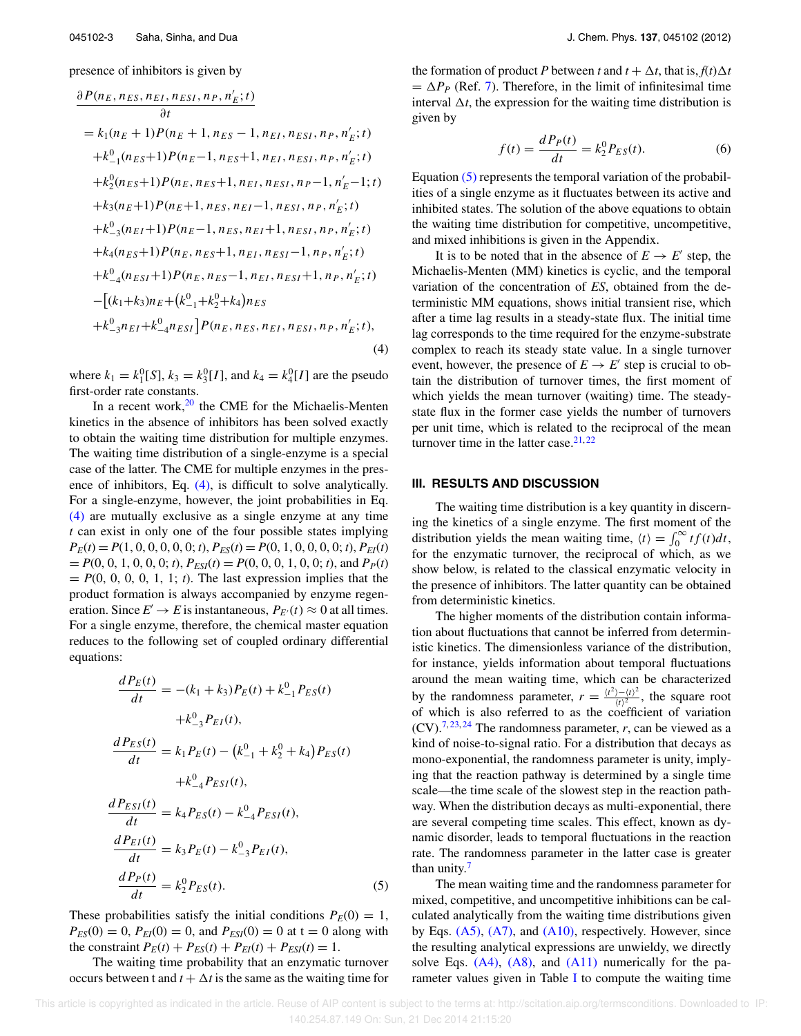presence of inhibitors is given by

$$
\begin{aligned}
&\frac{\partial P(n_E, n_{ES}, n_{EI}, n_{ESI}, n_P, n'_E; t)}{\partial t} \\
&= k_1(n_E+1)P(n_E+1, n_{ES}-1, n_{EI}, n_{ESI}, n_P, n'_E; t) \\
&+k^0_{-1}(n_{ES}+1)P(n_E-1, n_{ES}+1, n_{EI}, n_{ESI}, n_P, n'_E; t) \\
&+k^0_2(n_{ES}+1)P(n_E, n_{ES}+1, n_{EI}, n_{ESI}, n_P-1, n'_E-1; t) \\
&+k_3(n_E+1)P(n_E+1, n_{ES}, n_{EI}-1, n_{ESI}, n_P, n'_E; t) \\
&+k^0_{-3}(n_{EI}+1)P(n_E-1, n_{ES}, n_{EI}+1, n_{ESI}, n_P, n'_E; t) \\
&+k_4(n_{ES}+1)P(n_E, n_{ES}+1, n_{EI}, n_{ESI}-1, n_P, n'_E; t) \\
&+k^0_{-4}(n_{ESI}+1)P(n_E, n_{ES}-1, n_{EI}, n_{ESI}+1, n_P, n'_E; t) \\
&-\big[(k_1+k_3)n_E+\big(k^0_{-1}+k^0_2+k_4\big)n_{ES} \\
&+k^0_{-3}n_{EI}+k^0_{-4}n_{ESI}\big]P(n_E, n_{ES}, n_{EI}, n_{ESI}, n_P, n'_E; t),
\end{aligned}
\tag{4}
$$

where $k_1 = k^0_1[S]$, $k_3 = k^0_3[I]$, and $k_4 = k^0_4[I]$ are the pseudo first-order rate constants.

In a recent work,[20] the CME for the Michaelis-Menten kinetics in the absence of inhibitors has been solved exactly to obtain the waiting time distribution for multiple enzymes. The waiting time distribution of a single-enzyme is a special case of the latter. The CME for multiple enzymes in the presence of inhibitors, Eq. (4), is difficult to solve analytically. For a single-enzyme, however, the joint probabilities in Eq. (4) are mutually exclusive as a single enzyme at any time $t$ can exist in only one of the four possible states implying $P_E(t) = P(1, 0, 0, 0, 0, 0; t)$, $P_{ES}(t) = P(0, 1, 0, 0, 0, 0; t)$, $P_{EI}(t) = P(0, 0, 1, 0, 0, 0; t)$, $P_{ESI}(t) = P(0, 0, 0, 1, 0, 0; t)$, and $P_P(t) = P(0, 0, 0, 0, 1, 1; t)$. The last expression implies that the product formation is always accompanied by enzyme regeneration. Since $E' \rightarrow E$ is instantaneous, $P_{E'}(t) \approx 0$ at all times. For a single enzyme, therefore, the chemical master equation reduces to the following set of coupled ordinary differential equations:

$$
\begin{aligned}
\frac{dP_E(t)}{dt} &= -(k_1+k_3)P_E(t) + k^0_{-1}P_{ES}(t) \\
&\quad + k^0_{-3}P_{EI}(t), \\
\frac{dP_{ES}(t)}{dt} &= k_1 P_E(t) - \big(k^0_{-1}+k^0_2+k_4\big)P_{ES}(t) \\
&\quad + k^0_{-4}P_{ESI}(t), \\
\frac{dP_{ESI}(t)}{dt} &= k_4 P_{ES}(t) - k^0_{-4}P_{ESI}(t), \\
\frac{dP_{EI}(t)}{dt} &= k_3 P_E(t) - k^0_{-3}P_{EI}(t), \\
\frac{dP_P(t)}{dt} &= k^0_2 P_{ES}(t).
\end{aligned}
\tag{5}
$$

These probabilities satisfy the initial conditions $P_E(0) = 1$, $P_{ES}(0) = 0$, $P_{EI}(0) = 0$, and $P_{ESI}(0) = 0$ at t = 0 along with the constraint $P_E(t) + P_{ES}(t) + P_{EI}(t) + P_{ESI}(t) = 1$.

The waiting time probability that an enzymatic turnover occurs between t and $t + \Delta t$ is the same as the waiting time for the formation of product $P$ between $t$ and $t + \Delta t$, that is, $f(t)\Delta t = \Delta P_P$ (Ref. 7). Therefore, in the limit of infinitesimal time interval $\Delta t$, the expression for the waiting time distribution is given by

$$
f(t) = \frac{dP_P(t)}{dt} = k^0_2 P_{ES}(t). \tag{6}
$$

Equation (5) represents the temporal variation of the probabilities of a single enzyme as it fluctuates between its active and inhibited states. The solution of the above equations to obtain the waiting time distribution for competitive, uncompetitive, and mixed inhibitions is given in the Appendix.

It is to be noted that in the absence of $E \rightarrow E'$ step, the Michaelis-Menten (MM) kinetics is cyclic, and the temporal variation of the concentration of *ES*, obtained from the deterministic MM equations, shows initial transient rise, which after a time lag results in a steady-state flux. The initial time lag corresponds to the time required for the enzyme-substrate complex to reach its steady state value. In a single turnover event, however, the presence of $E \rightarrow E'$ step is crucial to obtain the distribution of turnover times, the first moment of which yields the mean turnover (waiting) time. The steady-state flux in the former case yields the number of turnovers per unit time, which is related to the reciprocal of the mean turnover time in the latter case.[21,22]

## III. RESULTS AND DISCUSSION

The waiting time distribution is a key quantity in discerning the kinetics of a single enzyme. The first moment of the distribution yields the mean waiting time, $\langle t \rangle = \int_0^\infty t f(t) dt$, for the enzymatic turnover, the reciprocal of which, as we show below, is related to the classical enzymatic velocity in the presence of inhibitors. The latter quantity can be obtained from deterministic kinetics.

The higher moments of the distribution contain information about fluctuations that cannot be inferred from deterministic kinetics. The dimensionless variance of the distribution, for instance, yields information about temporal fluctuations around the mean waiting time, which can be characterized by the randomness parameter, $r = \frac{\langle t^2 \rangle - \langle t \rangle^2}{\langle t \rangle^2}$, the square root of which is also referred to as the coefficient of variation (CV).[7,23,24] The randomness parameter, $r$, can be viewed as a kind of noise-to-signal ratio. For a distribution that decays as mono-exponential, the randomness parameter is unity, implying that the reaction pathway is determined by a single time scale—the time scale of the slowest step in the reaction pathway. When the distribution decays as multi-exponential, there are several competing time scales. This effect, known as dynamic disorder, leads to temporal fluctuations in the reaction rate. The randomness parameter in the latter case is greater than unity.[7]

The mean waiting time and the randomness parameter for mixed, competitive, and uncompetitive inhibitions can be calculated analytically from the waiting time distributions given by Eqs. (A5), (A7), and (A10), respectively. However, since the resulting analytical expressions are unwieldy, we directly solve Eqs. (A4), (A8), and (A11) numerically for the parameter values given in Table I to compute the waiting time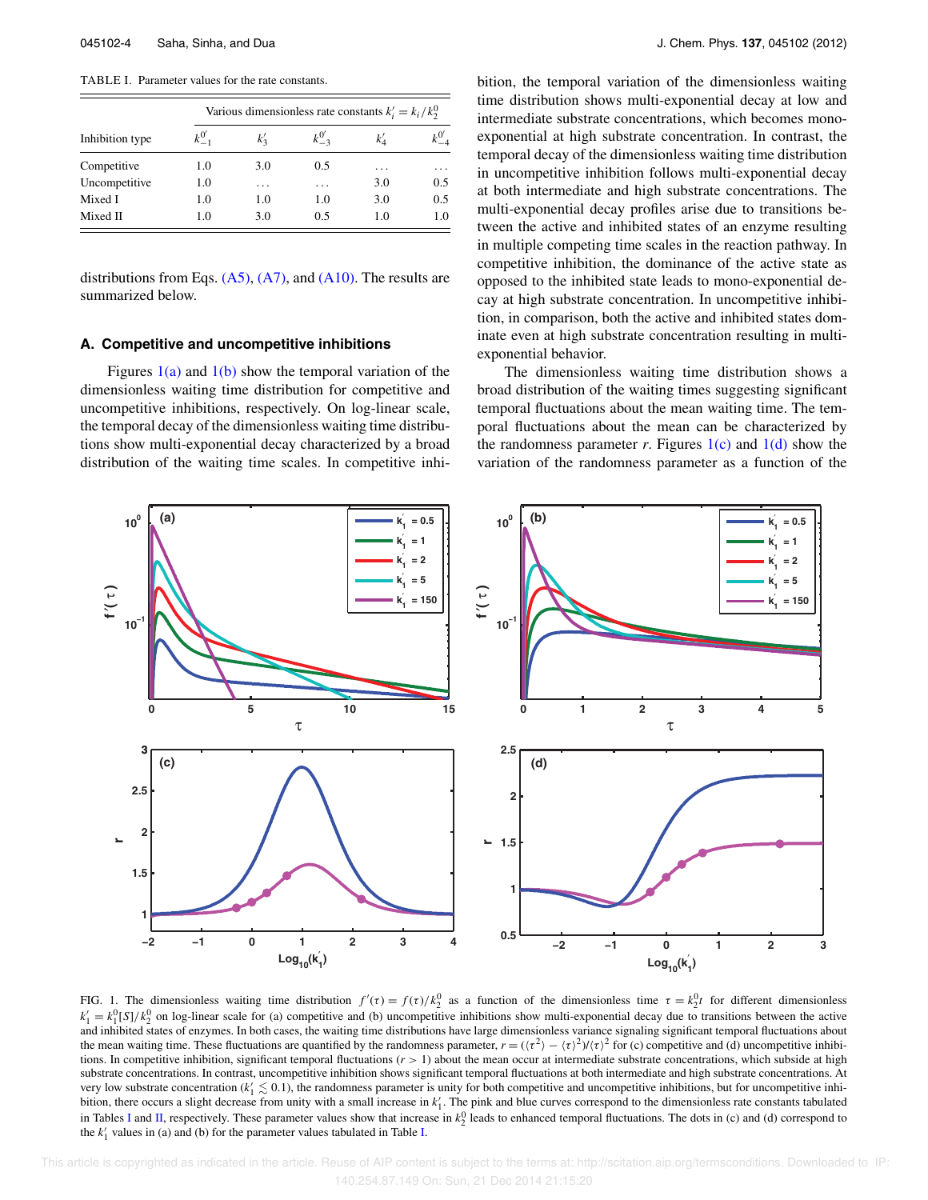TABLE I. Parameter values for the rate constants.

| Inhibition type | Various dimensionless rate constants $k_i' = k_i/k_2^0$ | | | | |
|---|---|---|---|---|---|
| | $k_{-1}^{0'}$ | $k_3'$ | $k_{-3}^{0'}$ | $k_4'$ | $k_{-4}^{0'}$ |
| Competitive | 1.0 | 3.0 | 0.5 | ... | ... |
| Uncompetitive | 1.0 | ... | ... | 3.0 | 0.5 |
| Mixed I | 1.0 | 1.0 | 1.0 | 3.0 | 0.5 |
| Mixed II | 1.0 | 3.0 | 0.5 | 1.0 | 1.0 |

distributions from Eqs. (A5), (A7), and (A10). The results are summarized below.

### A. Competitive and uncompetitive inhibitions

Figures 1(a) and 1(b) show the temporal variation of the dimensionless waiting time distribution for competitive and uncompetitive inhibitions, respectively. On log-linear scale, the temporal decay of the dimensionless waiting time distributions show multi-exponential decay characterized by a broad distribution of the waiting time scales. In competitive inhibition, the temporal variation of the dimensionless waiting time distribution shows multi-exponential decay at low and intermediate substrate concentrations, which becomes mono-exponential at high substrate concentration. In contrast, the temporal decay of the dimensionless waiting time distribution in uncompetitive inhibition follows multi-exponential decay at both intermediate and high substrate concentrations. The multi-exponential decay profiles arise due to transitions between the active and inhibited states of an enzyme resulting in multiple competing time scales in the reaction pathway. In competitive inhibition, the dominance of the active state as opposed to the inhibited state leads to mono-exponential decay at high substrate concentration. In uncompetitive inhibition, in comparison, both the active and inhibited states dominate even at high substrate concentration resulting in multi-exponential behavior.

The dimensionless waiting time distribution shows a broad distribution of the waiting times suggesting significant temporal fluctuations about the mean waiting time. The temporal fluctuations about the mean can be characterized by the randomness parameter $r$. Figures 1(c) and 1(d) show the variation of the randomness parameter as a function of the

FIG. 1. The dimensionless waiting time distribution $f'(\tau) = f(\tau)/k_2^0$ as a function of the dimensionless time $\tau = k_2^0 t$ for different dimensionless $k_1' = k_1^0[S]/k_2^0$ on log-linear scale for (a) competitive and (b) uncompetitive inhibitions show multi-exponential decay due to transitions between the active and inhibited states of enzymes. In both cases, the waiting time distributions have large dimensionless variance signaling significant temporal fluctuations about the mean waiting time. These fluctuations are quantified by the randomness parameter, $r = (\langle\tau^2\rangle - \langle\tau\rangle^2)/\langle\tau\rangle^2$ for (c) competitive and (d) uncompetitive inhibitions. In competitive inhibition, significant temporal fluctuations ($r > 1$) about the mean occur at intermediate substrate concentrations, which subside at high substrate concentrations. In contrast, uncompetitive inhibition shows significant temporal fluctuations at both intermediate and high substrate concentrations. At very low substrate concentration ($k_1' \lesssim 0.1$), the randomness parameter is unity for both competitive and uncompetitive inhibitions, but for uncompetitive inhibition, there occurs a slight decrease from unity with a small increase in $k_1'$. The pink and blue curves correspond to the dimensionless rate constants tabulated in Tables I and II, respectively. These parameter values show that increase in $k_2^0$ leads to enhanced temporal fluctuations. The dots in (c) and (d) correspond to the $k_1'$ values in (a) and (b) for the parameter values tabulated in Table I.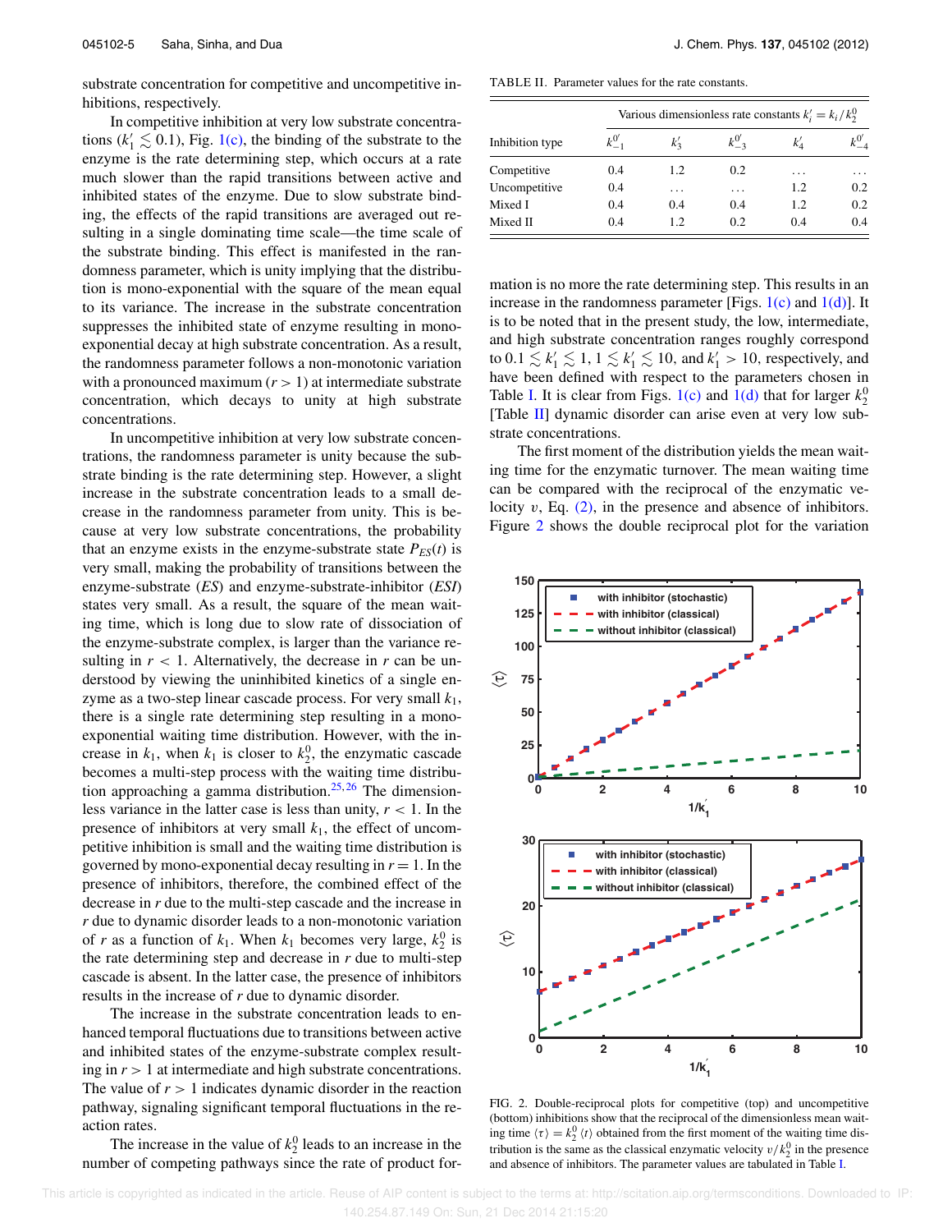substrate concentration for competitive and uncompetitive inhibitions, respectively.

In competitive inhibition at very low substrate concentrations ($k_1' \lesssim 0.1$), Fig. 1(c), the binding of the substrate to the enzyme is the rate determining step, which occurs at a rate much slower than the rapid transitions between active and inhibited states of the enzyme. Due to slow substrate binding, the effects of the rapid transitions are averaged out resulting in a single dominating time scale—the time scale of the substrate binding. This effect is manifested in the randomness parameter, which is unity implying that the distribution is mono-exponential with the square of the mean equal to its variance. The increase in the substrate concentration suppresses the inhibited state of enzyme resulting in mono-exponential decay at high substrate concentration. As a result, the randomness parameter follows a non-monotonic variation with a pronounced maximum ($r > 1$) at intermediate substrate concentration, which decays to unity at high substrate concentrations.

In uncompetitive inhibition at very low substrate concentrations, the randomness parameter is unity because the substrate binding is the rate determining step. However, a slight increase in the substrate concentration leads to a small decrease in the randomness parameter from unity. This is because at very low substrate concentrations, the probability that an enzyme exists in the enzyme-substrate state $P_{ES}(t)$ is very small, making the probability of transitions between the enzyme-substrate ($ES$) and enzyme-substrate-inhibitor ($ESI$) states very small. As a result, the square of the mean waiting time, which is long due to slow rate of dissociation of the enzyme-substrate complex, is larger than the variance resulting in $r < 1$. Alternatively, the decrease in $r$ can be understood by viewing the uninhibited kinetics of a single enzyme as a two-step linear cascade process. For very small $k_1$, there is a single rate determining step resulting in a mono-exponential waiting time distribution. However, with the increase in $k_1$, when $k_1$ is closer to $k_2^0$, the enzymatic cascade becomes a multi-step process with the waiting time distribution approaching a gamma distribution.[25,26] The dimensionless variance in the latter case is less than unity, $r < 1$. In the presence of inhibitors at very small $k_1$, the effect of uncompetitive inhibition is small and the waiting time distribution is governed by mono-exponential decay resulting in $r = 1$. In the presence of inhibitors, therefore, the combined effect of the decrease in $r$ due to the multi-step cascade and the increase in $r$ due to dynamic disorder leads to a non-monotonic variation of $r$ as a function of $k_1$. When $k_1$ becomes very large, $k_2^0$ is the rate determining step and decrease in $r$ due to multi-step cascade is absent. In the latter case, the presence of inhibitors results in the increase of $r$ due to dynamic disorder.

The increase in the substrate concentration leads to enhanced temporal fluctuations due to transitions between active and inhibited states of the enzyme-substrate complex resulting in $r > 1$ at intermediate and high substrate concentrations. The value of $r > 1$ indicates dynamic disorder in the reaction pathway, signaling significant temporal fluctuations in the reaction rates.

The increase in the value of $k_2^0$ leads to an increase in the number of competing pathways since the rate of product formation is no more the rate determining step. This results in an increase in the randomness parameter [Figs. 1(c) and 1(d)]. It is to be noted that in the present study, the low, intermediate, and high substrate concentration ranges roughly correspond to $0.1 \lesssim k_1' \lesssim 1$, $1 \lesssim k_1' \lesssim 10$, and $k_1' > 10$, respectively, and have been defined with respect to the parameters chosen in Table I. It is clear from Figs. 1(c) and 1(d) that for larger $k_2^0$ [Table II] dynamic disorder can arise even at very low substrate concentrations.

TABLE II. Parameter values for the rate constants.

| Inhibition type | Various dimensionless rate constants $k_i' = k_i/k_2^0$ | | | | |
|---|---|---|---|---|---|
| | $k_{-1}^{0'}$ | $k_3'$ | $k_{-3}^{0'}$ | $k_4'$ | $k_{-4}^{0'}$ |
| Competitive | 0.4 | 1.2 | 0.2 | ... | ... |
| Uncompetitive | 0.4 | ... | ... | 1.2 | 0.2 |
| Mixed I | 0.4 | 0.4 | 0.4 | 1.2 | 0.2 |
| Mixed II | 0.4 | 1.2 | 0.2 | 0.4 | 0.4 |

The first moment of the distribution yields the mean waiting time for the enzymatic turnover. The mean waiting time can be compared with the reciprocal of the enzymatic velocity $v$, Eq. (2), in the presence and absence of inhibitors. Figure 2 shows the double reciprocal plot for the variation

FIG. 2. Double-reciprocal plots for competitive (top) and uncompetitive (bottom) inhibitions show that the reciprocal of the dimensionless mean waiting time $\langle \tau \rangle = k_2^0 \langle t \rangle$ obtained from the first moment of the waiting time distribution is the same as the classical enzymatic velocity $v/k_2^0$ in the presence and absence of inhibitors. The parameter values are tabulated in Table I.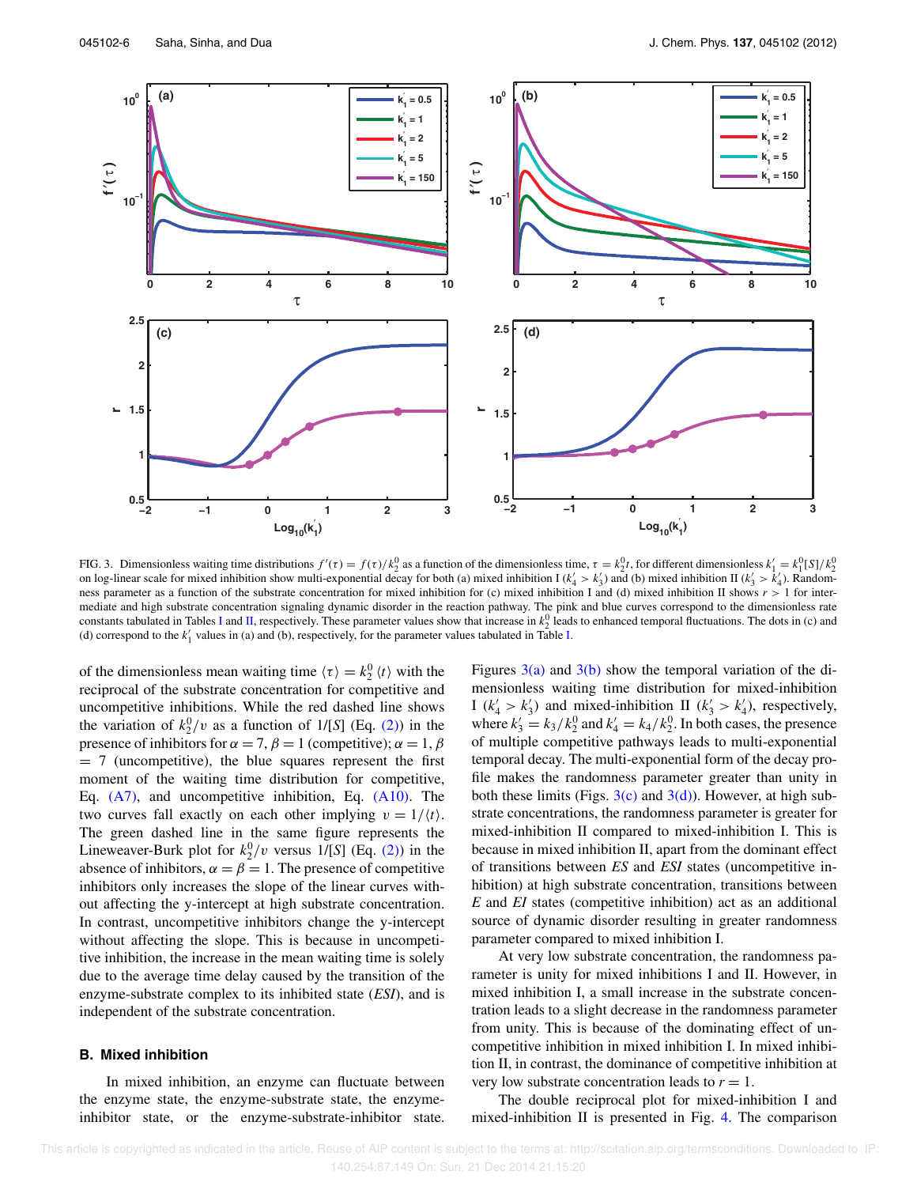FIG. 3. Dimensionless waiting time distributions $f'(\tau) = f(\tau)/k_2^0$ as a function of the dimensionless time, $\tau = k_2^0 t$, for different dimensionless $k_1' = k_1^0[S]/k_2^0$ on log-linear scale for mixed inhibition show multi-exponential decay for both (a) mixed inhibition I ($k_4' > k_3'$) and (b) mixed inhibition II ($k_3' > k_4'$). Randomness parameter as a function of the substrate concentration for mixed inhibition for (c) mixed inhibition I and (d) mixed inhibition II shows $r > 1$ for intermediate and high substrate concentration signaling dynamic disorder in the reaction pathway. The pink and blue curves correspond to the dimensionless rate constants tabulated in Tables I and II, respectively. These parameter values show that increase in $k_2^0$ leads to enhanced temporal fluctuations. The dots in (c) and (d) correspond to the $k_1'$ values in (a) and (b), respectively, for the parameter values tabulated in Table I.

of the dimensionless mean waiting time $\langle \tau \rangle = k_2^0 \langle t \rangle$ with the reciprocal of the substrate concentration for competitive and uncompetitive inhibitions. While the red dashed line shows the variation of $k_2^0/v$ as a function of $1/[S]$ (Eq. (2)) in the presence of inhibitors for $\alpha = 7, \beta = 1$ (competitive); $\alpha = 1, \beta = 7$ (uncompetitive), the blue squares represent the first moment of the waiting time distribution for competitive, Eq. (A7), and uncompetitive inhibition, Eq. (A10). The two curves fall exactly on each other implying $v = 1/\langle t \rangle$. The green dashed line in the same figure represents the Lineweaver-Burk plot for $k_2^0/v$ versus $1/[S]$ (Eq. (2)) in the absence of inhibitors, $\alpha = \beta = 1$. The presence of competitive inhibitors only increases the slope of the linear curves without affecting the y-intercept at high substrate concentration. In contrast, uncompetitive inhibitors change the y-intercept without affecting the slope. This is because in uncompetitive inhibition, the increase in the mean waiting time is solely due to the average time delay caused by the transition of the enzyme-substrate complex to its inhibited state (*ESI*), and is independent of the substrate concentration.

## B. Mixed inhibition

In mixed inhibition, an enzyme can fluctuate between the enzyme state, the enzyme-substrate state, the enzyme-inhibitor state, or the enzyme-substrate-inhibitor state. Figures 3(a) and 3(b) show the temporal variation of the dimensionless waiting time distribution for mixed-inhibition I ($k_4' > k_3'$) and mixed-inhibition II ($k_3' > k_4'$), respectively, where $k_3' = k_3/k_2^0$ and $k_4' = k_4/k_2^0$. In both cases, the presence of multiple competitive pathways leads to multi-exponential temporal decay. The multi-exponential form of the decay profile makes the randomness parameter greater than unity in both these limits (Figs. 3(c) and 3(d)). However, at high substrate concentrations, the randomness parameter is greater for mixed-inhibition II compared to mixed-inhibition I. This is because in mixed inhibition II, apart from the dominant effect of transitions between *ES* and *ESI* states (uncompetitive inhibition) at high substrate concentration, transitions between *E* and *EI* states (competitive inhibition) act as an additional source of dynamic disorder resulting in greater randomness parameter compared to mixed inhibition I.

At very low substrate concentration, the randomness parameter is unity for mixed inhibitions I and II. However, in mixed inhibition I, a small increase in the substrate concentration leads to a slight decrease in the randomness parameter from unity. This is because of the dominating effect of uncompetitive inhibition in mixed inhibition I. In mixed inhibition II, in contrast, the dominance of competitive inhibition at very low substrate concentration leads to $r = 1$.

The double reciprocal plot for mixed-inhibition I and mixed-inhibition II is presented in Fig. 4. The comparison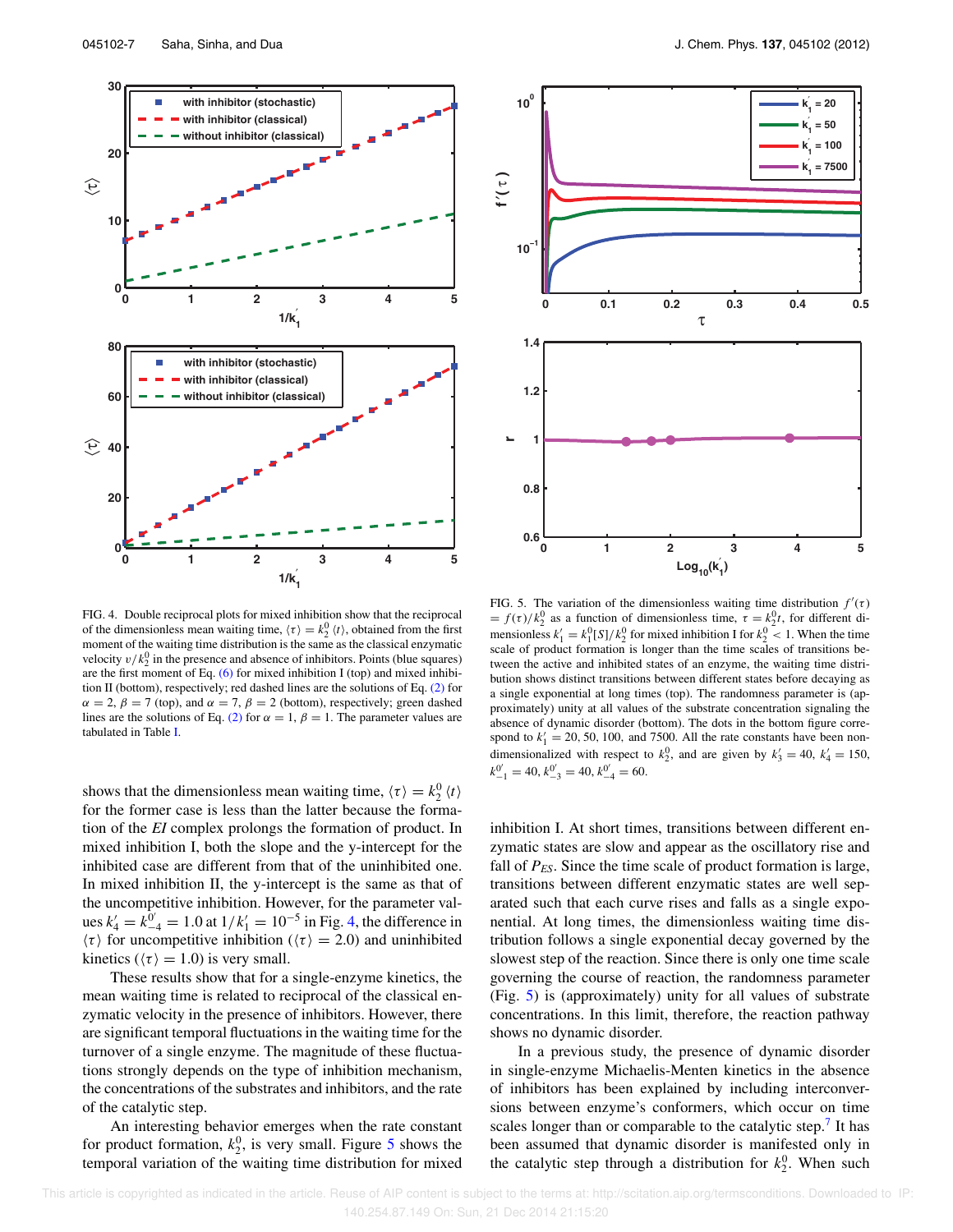FIG. 4. Double reciprocal plots for mixed inhibition show that the reciprocal of the dimensionless mean waiting time, $\langle\tau\rangle = k_2^0\langle t\rangle$, obtained from the first moment of the waiting time distribution is the same as the classical enzymatic velocity $v/k_2^0$ in the presence and absence of inhibitors. Points (blue squares) are the first moment of Eq. (6) for mixed inhibition I (top) and mixed inhibition II (bottom), respectively; red dashed lines are the solutions of Eq. (2) for $\alpha = 2$, $\beta = 7$ (top), and $\alpha = 7$, $\beta = 2$ (bottom), respectively; green dashed lines are the solutions of Eq. (2) for $\alpha = 1$, $\beta = 1$. The parameter values are tabulated in Table I.

FIG. 5. The variation of the dimensionless waiting time distribution $f'(\tau) = f(\tau)/k_2^0$ as a function of dimensionless time, $\tau = k_2^0 t$, for different dimensionless $k_1' = k_1^0[S]/k_2^0$ for mixed inhibition I for $k_2^0 < 1$. When the time scale of product formation is longer than the time scales of transitions between the active and inhibited states of an enzyme, the waiting time distribution shows distinct transitions between different states before decaying as a single exponential at long times (top). The randomness parameter is (approximately) unity at all values of the substrate concentration signaling the absence of dynamic disorder (bottom). The dots in the bottom figure correspond to $k_1' = 20$, 50, 100, and 7500. All the rate constants have been non-dimensionalized with respect to $k_2^0$, and are given by $k_3' = 40$, $k_4' = 150$, $k_{-1}^{0'} = 40$, $k_{-3}^{0'} = 40$, $k_{-4}^{0'} = 60$.

shows that the dimensionless mean waiting time, $\langle\tau\rangle = k_2^0\langle t\rangle$ for the former case is less than the latter because the formation of the *EI* complex prolongs the formation of product. In mixed inhibition I, both the slope and the y-intercept for the inhibited case are different from that of the uninhibited one. In mixed inhibition II, the y-intercept is the same as that of the uncompetitive inhibition. However, for the parameter values $k_4' = k_{-4}^{0'} = 1.0$ at $1/k_1' = 10^{-5}$ in Fig. 4, the difference in $\langle\tau\rangle$ for uncompetitive inhibition ($\langle\tau\rangle = 2.0$) and uninhibited kinetics ($\langle\tau\rangle = 1.0$) is very small.

These results show that for a single-enzyme kinetics, the mean waiting time is related to reciprocal of the classical enzymatic velocity in the presence of inhibitors. However, there are significant temporal fluctuations in the waiting time for the turnover of a single enzyme. The magnitude of these fluctuations strongly depends on the type of inhibition mechanism, the concentrations of the substrates and inhibitors, and the rate of the catalytic step.

An interesting behavior emerges when the rate constant for product formation, $k_2^0$, is very small. Figure 5 shows the temporal variation of the waiting time distribution for mixed inhibition I. At short times, transitions between different enzymatic states are slow and appear as the oscillatory rise and fall of $P_{ES}$. Since the time scale of product formation is large, transitions between different enzymatic states are well separated such that each curve rises and falls as a single exponential. At long times, the dimensionless waiting time distribution follows a single exponential decay governed by the slowest step of the reaction. Since there is only one time scale governing the course of reaction, the randomness parameter (Fig. 5) is (approximately) unity for all values of substrate concentrations. In this limit, therefore, the reaction pathway shows no dynamic disorder.

In a previous study, the presence of dynamic disorder in single-enzyme Michaelis-Menten kinetics in the absence of inhibitors has been explained by including interconversions between enzyme's conformers, which occur on time scales longer than or comparable to the catalytic step.[7] It has been assumed that dynamic disorder is manifested only in the catalytic step through a distribution for $k_2^0$. When such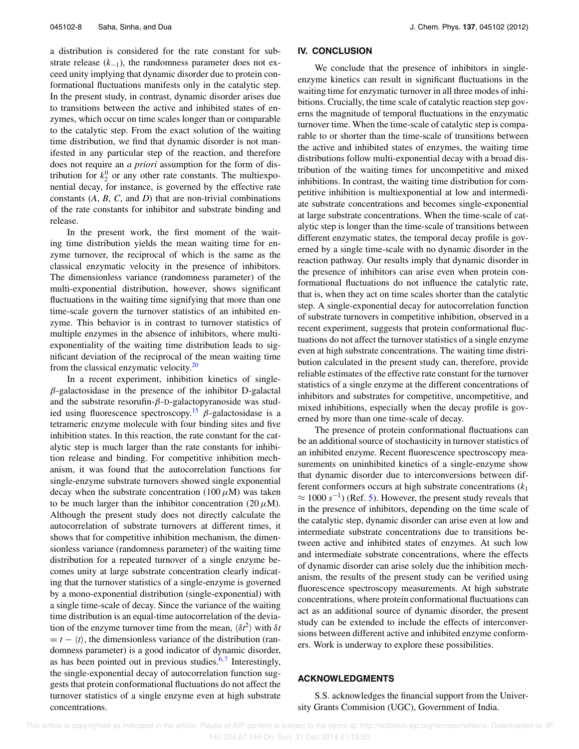a distribution is considered for the rate constant for substrate release ($k_{-1}$), the randomness parameter does not exceed unity implying that dynamic disorder due to protein conformational fluctuations manifests only in the catalytic step. In the present study, in contrast, dynamic disorder arises due to transitions between the active and inhibited states of enzymes, which occur on time scales longer than or comparable to the catalytic step. From the exact solution of the waiting time distribution, we find that dynamic disorder is not manifested in any particular step of the reaction, and therefore does not require an *a priori* assumption for the form of distribution for $k_2^0$ or any other rate constants. The multiexponential decay, for instance, is governed by the effective rate constants ($A$, $B$, $C$, and $D$) that are non-trivial combinations of the rate constants for inhibitor and substrate binding and release.

In the present work, the first moment of the waiting time distribution yields the mean waiting time for enzyme turnover, the reciprocal of which is the same as the classical enzymatic velocity in the presence of inhibitors. The dimensionless variance (randomness parameter) of the multi-exponential distribution, however, shows significant fluctuations in the waiting time signifying that more than one time-scale govern the turnover statistics of an inhibited enzyme. This behavior is in contrast to turnover statistics of multiple enzymes in the absence of inhibitors, where multi-exponentiality of the waiting time distribution leads to significant deviation of the reciprocal of the mean waiting time from the classical enzymatic velocity.[20]

In a recent experiment, inhibition kinetics of single-$\beta$-galactosidase in the presence of the inhibitor D-galactal and the substrate resorufin-$\beta$-D-galactopyranoside was studied using fluorescence spectroscopy.[15] $\beta$-galactosidase is a tetrameric enzyme molecule with four binding sites and five inhibition states. In this reaction, the rate constant for the catalytic step is much larger than the rate constants for inhibition release and binding. For competitive inhibition mechanism, it was found that the autocorrelation functions for single-enzyme substrate turnovers showed single exponential decay when the substrate concentration (100 $\mu$M) was taken to be much larger than the inhibitor concentration (20 $\mu$M). Although the present study does not directly calculate the autocorrelation of substrate turnovers at different times, it shows that for competitive inhibition mechanism, the dimensionless variance (randomness parameter) of the waiting time distribution for a repeated turnover of a single enzyme becomes unity at large substrate concentration clearly indicating that the turnover statistics of a single-enzyme is governed by a mono-exponential distribution (single-exponential) with a single time-scale of decay. Since the variance of the waiting time distribution is an equal-time autocorrelation of the deviation of the enzyme turnover time from the mean, $\langle \delta t^2 \rangle$ with $\delta t = t - \langle t \rangle$, the dimensionless variance of the distribution (randomness parameter) is a good indicator of dynamic disorder, as has been pointed out in previous studies.[6,7] Interestingly, the single-exponential decay of autocorrelation function suggests that protein conformational fluctuations do not affect the turnover statistics of a single enzyme even at high substrate concentrations.

## IV. CONCLUSION

We conclude that the presence of inhibitors in single-enzyme kinetics can result in significant fluctuations in the waiting time for enzymatic turnover in all three modes of inhibitions. Crucially, the time scale of catalytic reaction step governs the magnitude of temporal fluctuations in the enzymatic turnover time. When the time-scale of catalytic step is comparable to or shorter than the time-scale of transitions between the active and inhibited states of enzymes, the waiting time distributions follow multi-exponential decay with a broad distribution of the waiting times for uncompetitive and mixed inhibitions. In contrast, the waiting time distribution for competitive inhibition is multiexponential at low and intermediate substrate concentrations and becomes single-exponential at large substrate concentrations. When the time-scale of catalytic step is longer than the time-scale of transitions between different enzymatic states, the temporal decay profile is governed by a single time-scale with no dynamic disorder in the reaction pathway. Our results imply that dynamic disorder in the presence of inhibitors can arise even when protein conformational fluctuations do not influence the catalytic rate, that is, when they act on time scales shorter than the catalytic step. A single-exponential decay for autocorrelation function of substrate turnovers in competitive inhibition, observed in a recent experiment, suggests that protein conformational fluctuations do not affect the turnover statistics of a single enzyme even at high substrate concentrations. The waiting time distribution calculated in the present study can, therefore, provide reliable estimates of the effective rate constant for the turnover statistics of a single enzyme at the different concentrations of inhibitors and substrates for competitive, uncompetitive, and mixed inhibitions, especially when the decay profile is governed by more than one time-scale of decay.

The presence of protein conformational fluctuations can be an additional source of stochasticity in turnover statistics of an inhibited enzyme. Recent fluorescence spectroscopy measurements on uninhibited kinetics of a single-enzyme show that dynamic disorder due to interconversions between different conformers occurs at high substrate concentrations ($k_1 \approx 1000\ s^{-1}$) (Ref. 5). However, the present study reveals that in the presence of inhibitors, depending on the time scale of the catalytic step, dynamic disorder can arise even at low and intermediate substrate concentrations due to transitions between active and inhibited states of enzymes. At such low and intermediate substrate concentrations, where the effects of dynamic disorder can arise solely due the inhibition mechanism, the results of the present study can be verified using fluorescence spectroscopy measurements. At high substrate concentrations, where protein conformational fluctuations can act as an additional source of dynamic disorder, the present study can be extended to include the effects of interconversions between different active and inhibited enzyme conformers. Work is underway to explore these possibilities.

## ACKNOWLEDGMENTS

S.S. acknowledges the financial support from the University Grants Commision (UGC), Government of India.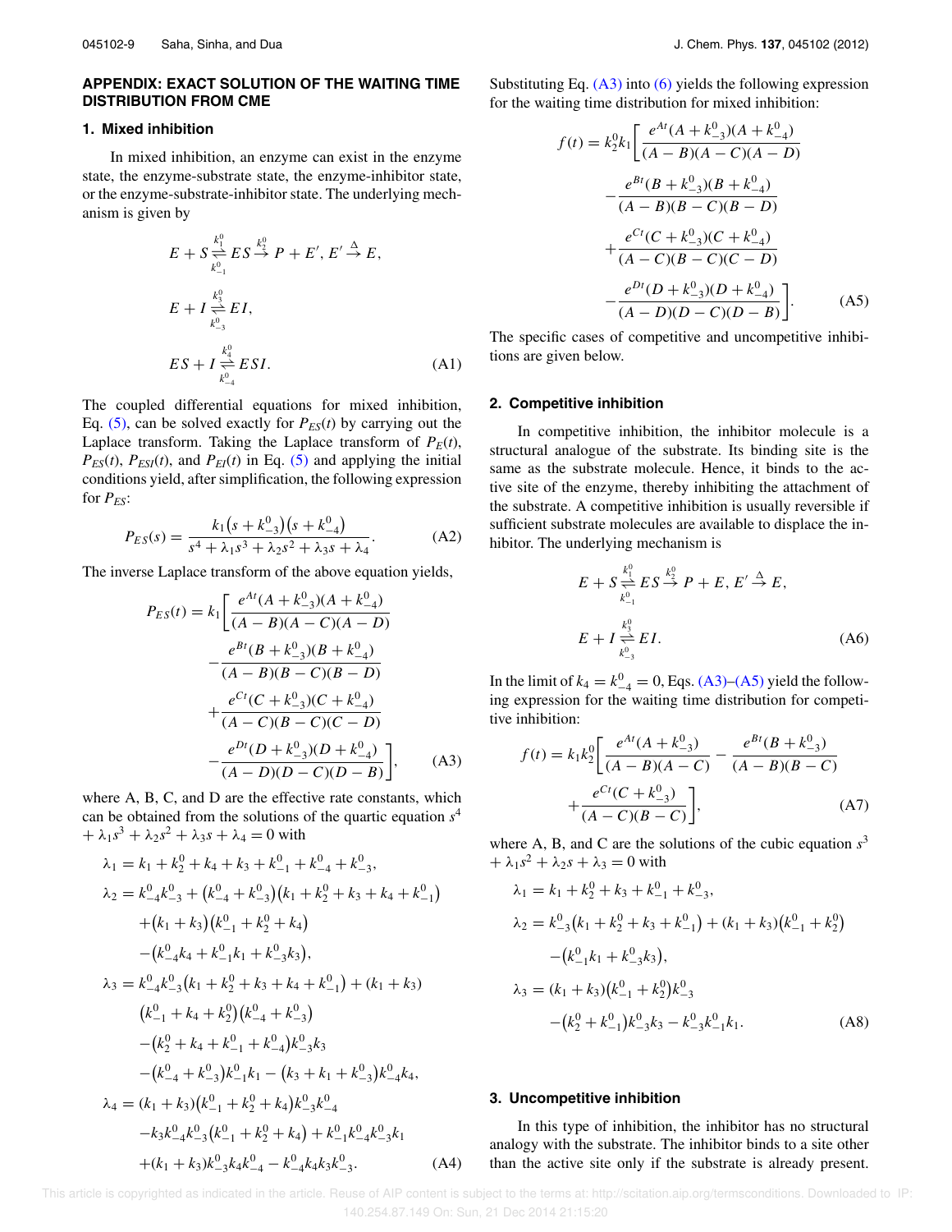## APPENDIX: EXACT SOLUTION OF THE WAITING TIME DISTRIBUTION FROM CME

### 1. Mixed inhibition

In mixed inhibition, an enzyme can exist in the enzyme state, the enzyme-substrate state, the enzyme-inhibitor state, or the enzyme-substrate-inhibitor state. The underlying mechanism is given by

$$
\begin{aligned}
&E + S \underset{k_{-1}^0}{\overset{k_1^0}{\rightleftharpoons}} ES \overset{k_2^0}{\rightarrow} P + E',\ E' \overset{\Delta}{\rightarrow} E,\\
&E + I \underset{k_{-3}^0}{\overset{k_3^0}{\rightleftharpoons}} EI,\\
&ES + I \underset{k_{-4}^0}{\overset{k_4^0}{\rightleftharpoons}} ESI.
\end{aligned}
\tag{A1}
$$

The coupled differential equations for mixed inhibition, Eq. (5), can be solved exactly for $P_{ES}(t)$ by carrying out the Laplace transform. Taking the Laplace transform of $P_E(t)$, $P_{ES}(t)$, $P_{ESI}(t)$, and $P_{EI}(t)$ in Eq. (5) and applying the initial conditions yield, after simplification, the following expression for $P_{ES}$:

$$
P_{ES}(s) = \frac{k_1\left(s + k_{-3}^0\right)\left(s + k_{-4}^0\right)}{s^4 + \lambda_1 s^3 + \lambda_2 s^2 + \lambda_3 s + \lambda_4}. \tag{A2}
$$

The inverse Laplace transform of the above equation yields,

$$
\begin{aligned}
P_{ES}(t) = k_1\Bigg[&\frac{e^{At}(A + k_{-3}^0)(A + k_{-4}^0)}{(A-B)(A-C)(A-D)}\\
&-\frac{e^{Bt}(B + k_{-3}^0)(B + k_{-4}^0)}{(A-B)(B-C)(B-D)}\\
&+\frac{e^{Ct}(C + k_{-3}^0)(C + k_{-4}^0)}{(A-C)(B-C)(C-D)}\\
&-\frac{e^{Dt}(D + k_{-3}^0)(D + k_{-4}^0)}{(A-D)(D-C)(D-B)}\Bigg],
\end{aligned}
\tag{A3}
$$

where A, B, C, and D are the effective rate constants, which can be obtained from the solutions of the quartic equation $s^4 + \lambda_1 s^3 + \lambda_2 s^2 + \lambda_3 s + \lambda_4 = 0$ with

$$
\begin{aligned}
\lambda_1 &= k_1 + k_2^0 + k_4 + k_3 + k_{-1}^0 + k_{-4}^0 + k_{-3}^0,\\
\lambda_2 &= k_{-4}^0 k_{-3}^0 + \left(k_{-4}^0 + k_{-3}^0\right)\left(k_1 + k_2^0 + k_3 + k_4 + k_{-1}^0\right)\\
&\quad + \left(k_1 + k_3\right)\left(k_{-1}^0 + k_2^0 + k_4\right)\\
&\quad - \left(k_{-4}^0 k_4 + k_{-1}^0 k_1 + k_{-3}^0 k_3\right),\\
\lambda_3 &= k_{-4}^0 k_{-3}^0\left(k_1 + k_2^0 + k_3 + k_4 + k_{-1}^0\right) + (k_1 + k_3)\\
&\quad \left(k_{-1}^0 + k_4 + k_2^0\right)\left(k_{-4}^0 + k_{-3}^0\right)\\
&\quad - \left(k_2^0 + k_4 + k_{-1}^0 + k_{-4}^0\right)k_{-3}^0 k_3\\
&\quad - \left(k_{-4}^0 + k_{-3}^0\right)k_{-1}^0 k_1 - \left(k_3 + k_1 + k_{-3}^0\right)k_{-4}^0 k_4,\\
\lambda_4 &= (k_1 + k_3)\left(k_{-1}^0 + k_2^0 + k_4\right)k_{-3}^0 k_{-4}^0\\
&\quad - k_3 k_{-4}^0 k_{-3}^0\left(k_{-1}^0 + k_2^0 + k_4\right) + k_{-1}^0 k_{-4}^0 k_{-3}^0 k_1\\
&\quad + (k_1 + k_3)k_{-3}^0 k_4 k_{-4}^0 - k_{-4}^0 k_4 k_3 k_{-3}^0.
\end{aligned}
\tag{A4}
$$

Substituting Eq. (A3) into (6) yields the following expression for the waiting time distribution for mixed inhibition:

$$
\begin{aligned}
f(t) = k_2^0 k_1\Bigg[&\frac{e^{At}(A + k_{-3}^0)(A + k_{-4}^0)}{(A-B)(A-C)(A-D)}\\
&-\frac{e^{Bt}(B + k_{-3}^0)(B + k_{-4}^0)}{(A-B)(B-C)(B-D)}\\
&+\frac{e^{Ct}(C + k_{-3}^0)(C + k_{-4}^0)}{(A-C)(B-C)(C-D)}\\
&-\frac{e^{Dt}(D + k_{-3}^0)(D + k_{-4}^0)}{(A-D)(D-C)(D-B)}\Bigg].
\end{aligned}
\tag{A5}
$$

The specific cases of competitive and uncompetitive inhibitions are given below.

### 2. Competitive inhibition

In competitive inhibition, the inhibitor molecule is a structural analogue of the substrate. Its binding site is the same as the substrate molecule. Hence, it binds to the active site of the enzyme, thereby inhibiting the attachment of the substrate. A competitive inhibition is usually reversible if sufficient substrate molecules are available to displace the inhibitor. The underlying mechanism is

$$
\begin{aligned}
&E + S \underset{k_{-1}^0}{\overset{k_1^0}{\rightleftharpoons}} ES \overset{k_2^0}{\rightarrow} P + E,\ E' \overset{\Delta}{\rightarrow} E,\\
&E + I \underset{k_{-3}^0}{\overset{k_3^0}{\rightleftharpoons}} EI.
\end{aligned}
\tag{A6}
$$

In the limit of $k_4 = k_{-4}^0 = 0$, Eqs. (A3)–(A5) yield the following expression for the waiting time distribution for competitive inhibition:

$$
\begin{aligned}
f(t) = k_1 k_2^0\Bigg[&\frac{e^{At}(A + k_{-3}^0)}{(A-B)(A-C)} - \frac{e^{Bt}(B + k_{-3}^0)}{(A-B)(B-C)}\\
&+\frac{e^{Ct}(C + k_{-3}^0)}{(A-C)(B-C)}\Bigg],
\end{aligned}
\tag{A7}
$$

where A, B, and C are the solutions of the cubic equation $s^3 + \lambda_1 s^2 + \lambda_2 s + \lambda_3 = 0$ with

$$
\begin{aligned}
\lambda_1 &= k_1 + k_2^0 + k_3 + k_{-1}^0 + k_{-3}^0,\\
\lambda_2 &= k_{-3}^0\left(k_1 + k_2^0 + k_3 + k_{-1}^0\right) + (k_1 + k_3)\left(k_{-1}^0 + k_2^0\right)\\
&\quad - \left(k_{-1}^0 k_1 + k_{-3}^0 k_3\right),\\
\lambda_3 &= (k_1 + k_3)\left(k_{-1}^0 + k_2^0\right)k_{-3}^0\\
&\quad - \left(k_2^0 + k_{-1}^0\right)k_{-3}^0 k_3 - k_{-3}^0 k_{-1}^0 k_1.
\end{aligned}
\tag{A8}
$$

### 3. Uncompetitive inhibition

In this type of inhibition, the inhibitor has no structural analogy with the substrate. The inhibitor binds to a site other than the active site only if the substrate is already present.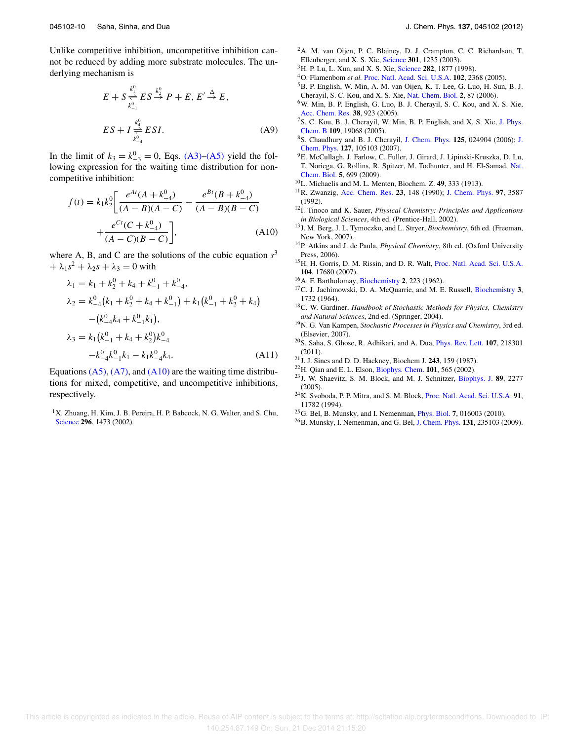Unlike competitive inhibition, uncompetitive inhibition cannot be reduced by adding more substrate molecules. The underlying mechanism is

$$E + S \underset{k_{-1}^0}{\overset{k_1^0}{\rightleftharpoons}} ES \overset{k_2^0}{\rightarrow} P + E,\ E' \overset{\Delta}{\rightarrow} E,$$

$$ES + I \underset{k_{-4}^0}{\overset{k_4^0}{\rightleftharpoons}} ESI. \tag{A9}$$

In the limit of $k_3 = k_{-3}^0 = 0$, Eqs. (A3)–(A5) yield the following expression for the waiting time distribution for noncompetitive inhibition:

$$f(t) = k_1 k_2^0 \left[ \frac{e^{At}(A + k_{-4}^0)}{(A-B)(A-C)} - \frac{e^{Bt}(B + k_{-4}^0)}{(A-B)(B-C)} + \frac{e^{Ct}(C + k_{-4}^0)}{(A-C)(B-C)} \right], \tag{A10}$$

where A, B, and C are the solutions of the cubic equation $s^3 + \lambda_1 s^2 + \lambda_2 s + \lambda_3 = 0$ with

$$\lambda_1 = k_1 + k_2^0 + k_4 + k_{-1}^0 + k_{-4}^0,$$

$$\lambda_2 = k_{-4}^0\left(k_1 + k_2^0 + k_4 + k_{-1}^0\right) + k_1\left(k_{-1}^0 + k_2^0 + k_4\right) - \left(k_{-4}^0 k_4 + k_{-1}^0 k_1\right),$$

$$\lambda_3 = k_1\left(k_{-1}^0 + k_4 + k_2^0\right)k_{-4}^0 - k_{-4}^0 k_{-1}^0 k_1 - k_1 k_{-4}^0 k_4. \tag{A11}$$

Equations (A5), (A7), and (A10) are the waiting time distributions for mixed, competitive, and uncompetitive inhibitions, respectively.

[1] X. Zhuang, H. Kim, J. B. Pereira, H. P. Babcock, N. G. Walter, and S. Chu, Science **296**, 1473 (2002).

[2] A. M. van Oijen, P. C. Blainey, D. J. Crampton, C. C. Richardson, T. Ellenberger, and X. S. Xie, Science **301**, 1235 (2003).

[3] H. P. Lu, L. Xun, and X. S. Xie, Science **282**, 1877 (1998).

[4] O. Flamenbom *et al.* Proc. Natl. Acad. Sci. U.S.A. **102**, 2368 (2005).

[5] B. P. English, W. Min, A. M. van Oijen, K. T. Lee, G. Luo, H. Sun, B. J. Cherayil, S. C. Kou, and X. S. Xie, Nat. Chem. Biol. **2**, 87 (2006).

[6] W. Min, B. P. English, G. Luo, B. J. Cherayil, S. C. Kou, and X. S. Xie, Acc. Chem. Res. **38**, 923 (2005).

[7] S. C. Kou, B. J. Cherayil, W. Min, B. P. English, and X. S. Xie, J. Phys. Chem. B **109**, 19068 (2005).

[8] S. Chaudhury and B. J. Cherayil, J. Chem. Phys. **125**, 024904 (2006); J. Chem. Phys. **127**, 105103 (2007).

[9] E. McCullagh, J. Farlow, C. Fuller, J. Girard, J. Lipinski-Kruszka, D. Lu, T. Noriega, G. Rollins, R. Spitzer, M. Todhunter, and H. El-Samad, Nat. Chem. Biol. **5**, 699 (2009).

[10] L. Michaelis and M. L. Menten, Biochem. Z. **49**, 333 (1913).

[11] R. Zwanzig, Acc. Chem. Res. **23**, 148 (1990); J. Chem. Phys. **97**, 3587 (1992).

[12] I. Tinoco and K. Sauer, *Physical Chemistry: Principles and Applications in Biological Sciences*, 4th ed. (Prentice-Hall, 2002).

[13] J. M. Berg, J. L. Tymoczko, and L. Stryer, *Biochemistry*, 6th ed. (Freeman, New York, 2007).

[14] P. Atkins and J. de Paula, *Physical Chemistry*, 8th ed. (Oxford University Press, 2006).

[15] H. H. Gorris, D. M. Rissin, and D. R. Walt, Proc. Natl. Acad. Sci. U.S.A. **104**, 17680 (2007).

[16] A. F. Bartholomay, Biochemistry **2**, 223 (1962).

[17] C. J. Jachimowski, D. A. McQuarrie, and M. E. Russell, Biochemistry **3**, 1732 (1964).

[18] C. W. Gardiner, *Handbook of Stochastic Methods for Physics, Chemistry and Natural Sciences*, 2nd ed. (Springer, 2004).

[19] N. G. Van Kampen, *Stochastic Processes in Physics and Chemistry*, 3rd ed. (Elsevier, 2007).

[20] S. Saha, S. Ghose, R. Adhikari, and A. Dua, Phys. Rev. Lett. **107**, 218301 (2011).

[21] J. J. Sines and D. D. Hackney, Biochem J. **243**, 159 (1987).

[22] H. Qian and E. L. Elson, Biophys. Chem. **101**, 565 (2002).

[23] J. W. Shaevitz, S. M. Block, and M. J. Schnitzer, Biophys. J. **89**, 2277 (2005).

[24] K. Svoboda, P. P. Mitra, and S. M. Block, Proc. Natl. Acad. Sci. U.S.A. **91**, 11782 (1994).

[25] G. Bel, B. Munsky, and I. Nemenman, Phys. Biol. **7**, 016003 (2010).

[26] B. Munsky, I. Nemenman, and G. Bel, J. Chem. Phys. **131**, 235103 (2009).